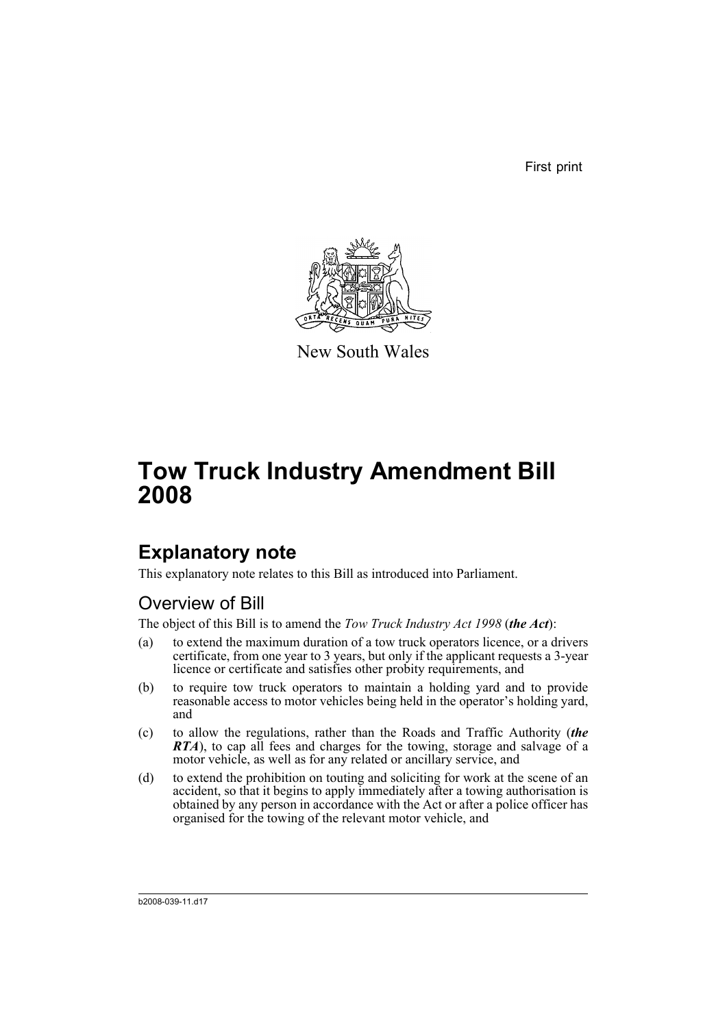First print

New South Wales

# Tow Truck Industry Amendment Bill 2008

## Explanatory note

This explanatory note relates to this Bill as introduced into Parliament.

### Overview of Bill

The object of this Bill is to amend the *Tow Truck Industry Act 1998* (***the Act***):

(a) to extend the maximum duration of a tow truck operators licence, or a drivers certificate, from one year to 3 years, but only if the applicant requests a 3-year licence or certificate and satisfies other probity requirements, and

(b) to require tow truck operators to maintain a holding yard and to provide reasonable access to motor vehicles being held in the operator's holding yard, and

(c) to allow the regulations, rather than the Roads and Traffic Authority (***the RTA***), to cap all fees and charges for the towing, storage and salvage of a motor vehicle, as well as for any related or ancillary service, and

(d) to extend the prohibition on touting and soliciting for work at the scene of an accident, so that it begins to apply immediately after a towing authorisation is obtained by any person in accordance with the Act or after a police officer has organised for the towing of the relevant motor vehicle, and

b2008-039-11.d17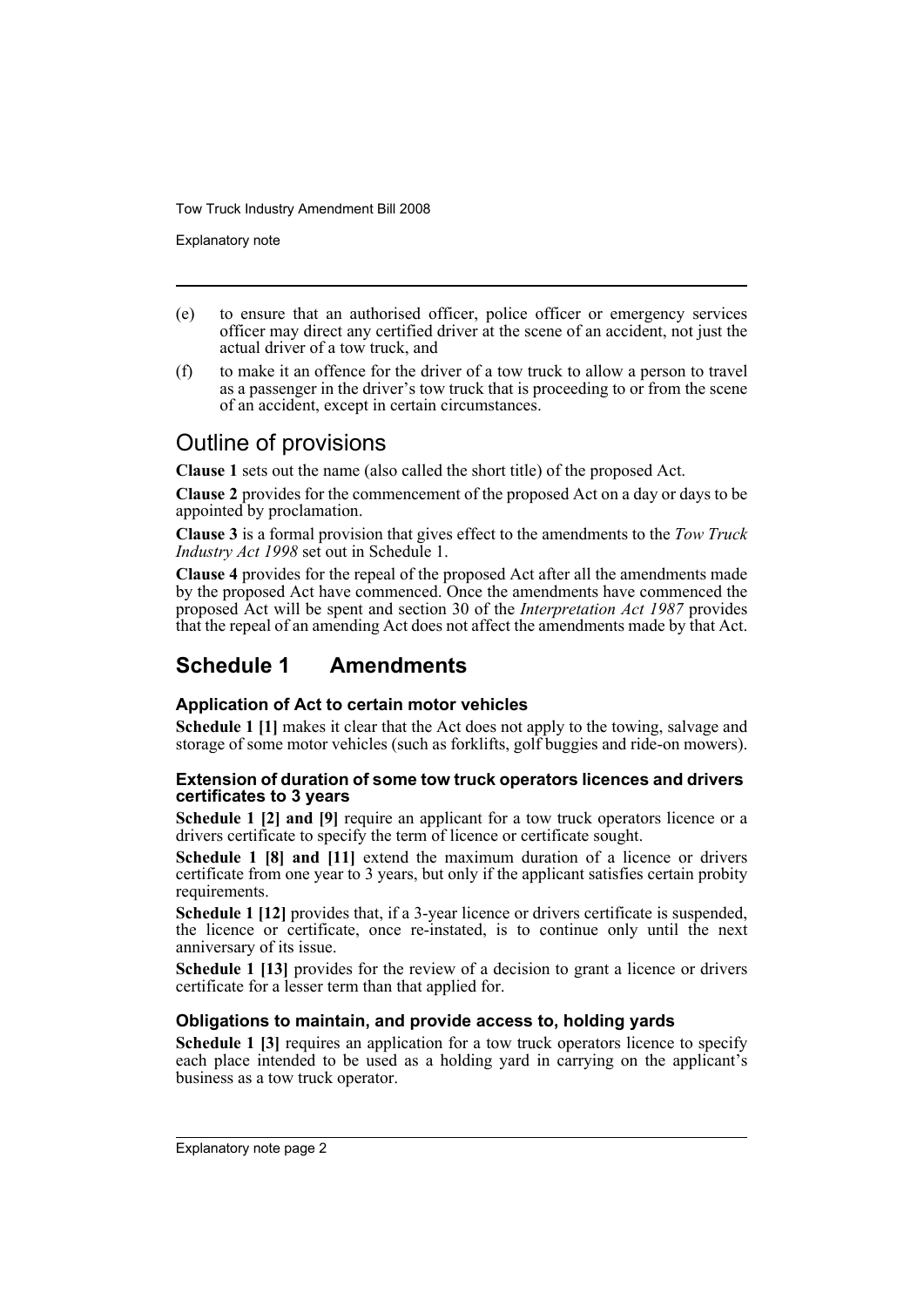(e) to ensure that an authorised officer, police officer or emergency services officer may direct any certified driver at the scene of an accident, not just the actual driver of a tow truck, and

(f) to make it an offence for the driver of a tow truck to allow a person to travel as a passenger in the driver's tow truck that is proceeding to or from the scene of an accident, except in certain circumstances.

## Outline of provisions

**Clause 1** sets out the name (also called the short title) of the proposed Act.

**Clause 2** provides for the commencement of the proposed Act on a day or days to be appointed by proclamation.

**Clause 3** is a formal provision that gives effect to the amendments to the *Tow Truck Industry Act 1998* set out in Schedule 1.

**Clause 4** provides for the repeal of the proposed Act after all the amendments made by the proposed Act have commenced. Once the amendments have commenced the proposed Act will be spent and section 30 of the *Interpretation Act 1987* provides that the repeal of an amending Act does not affect the amendments made by that Act.

## Schedule 1 Amendments

### Application of Act to certain motor vehicles

**Schedule 1 [1]** makes it clear that the Act does not apply to the towing, salvage and storage of some motor vehicles (such as forklifts, golf buggies and ride-on mowers).

### Extension of duration of some tow truck operators licences and drivers certificates to 3 years

**Schedule 1 [2] and [9]** require an applicant for a tow truck operators licence or a drivers certificate to specify the term of licence or certificate sought.

**Schedule 1 [8] and [11]** extend the maximum duration of a licence or drivers certificate from one year to 3 years, but only if the applicant satisfies certain probity requirements.

**Schedule 1 [12]** provides that, if a 3-year licence or drivers certificate is suspended, the licence or certificate, once re-instated, is to continue only until the next anniversary of its issue.

**Schedule 1 [13]** provides for the review of a decision to grant a licence or drivers certificate for a lesser term than that applied for.

### Obligations to maintain, and provide access to, holding yards

**Schedule 1 [3]** requires an application for a tow truck operators licence to specify each place intended to be used as a holding yard in carrying on the applicant's business as a tow truck operator.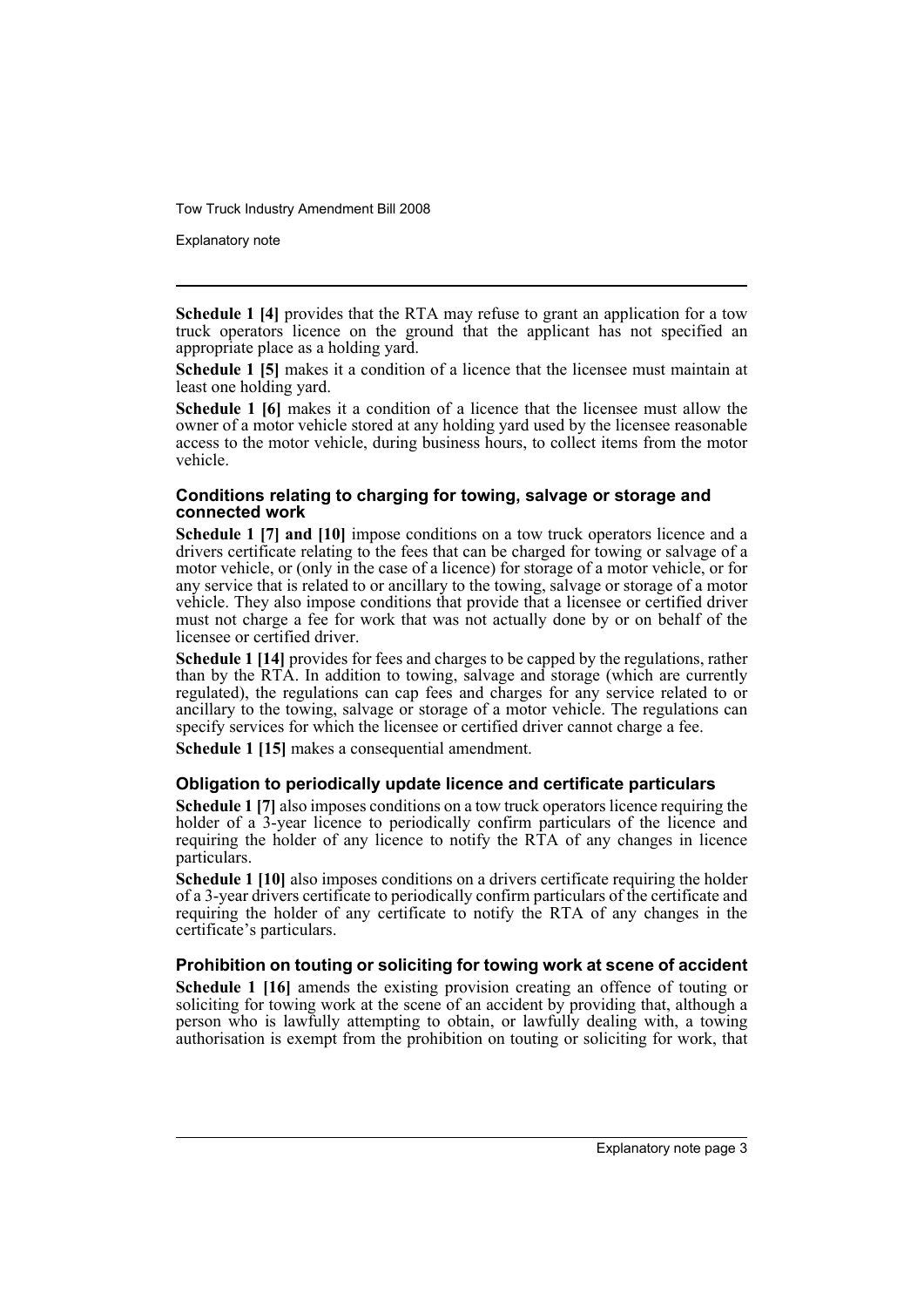**Schedule 1 [4]** provides that the RTA may refuse to grant an application for a tow truck operators licence on the ground that the applicant has not specified an appropriate place as a holding yard.

**Schedule 1 [5]** makes it a condition of a licence that the licensee must maintain at least one holding yard.

**Schedule 1 [6]** makes it a condition of a licence that the licensee must allow the owner of a motor vehicle stored at any holding yard used by the licensee reasonable access to the motor vehicle, during business hours, to collect items from the motor vehicle.

### Conditions relating to charging for towing, salvage or storage and connected work

**Schedule 1 [7] and [10]** impose conditions on a tow truck operators licence and a drivers certificate relating to the fees that can be charged for towing or salvage of a motor vehicle, or (only in the case of a licence) for storage of a motor vehicle, or for any service that is related to or ancillary to the towing, salvage or storage of a motor vehicle. They also impose conditions that provide that a licensee or certified driver must not charge a fee for work that was not actually done by or on behalf of the licensee or certified driver.

**Schedule 1 [14]** provides for fees and charges to be capped by the regulations, rather than by the RTA. In addition to towing, salvage and storage (which are currently regulated), the regulations can cap fees and charges for any service related to or ancillary to the towing, salvage or storage of a motor vehicle. The regulations can specify services for which the licensee or certified driver cannot charge a fee.

**Schedule 1 [15]** makes a consequential amendment.

### Obligation to periodically update licence and certificate particulars

**Schedule 1 [7]** also imposes conditions on a tow truck operators licence requiring the holder of a 3-year licence to periodically confirm particulars of the licence and requiring the holder of any licence to notify the RTA of any changes in licence particulars.

**Schedule 1 [10]** also imposes conditions on a drivers certificate requiring the holder of a 3-year drivers certificate to periodically confirm particulars of the certificate and requiring the holder of any certificate to notify the RTA of any changes in the certificate's particulars.

### Prohibition on touting or soliciting for towing work at scene of accident

**Schedule 1 [16]** amends the existing provision creating an offence of touting or soliciting for towing work at the scene of an accident by providing that, although a person who is lawfully attempting to obtain, or lawfully dealing with, a towing authorisation is exempt from the prohibition on touting or soliciting for work, that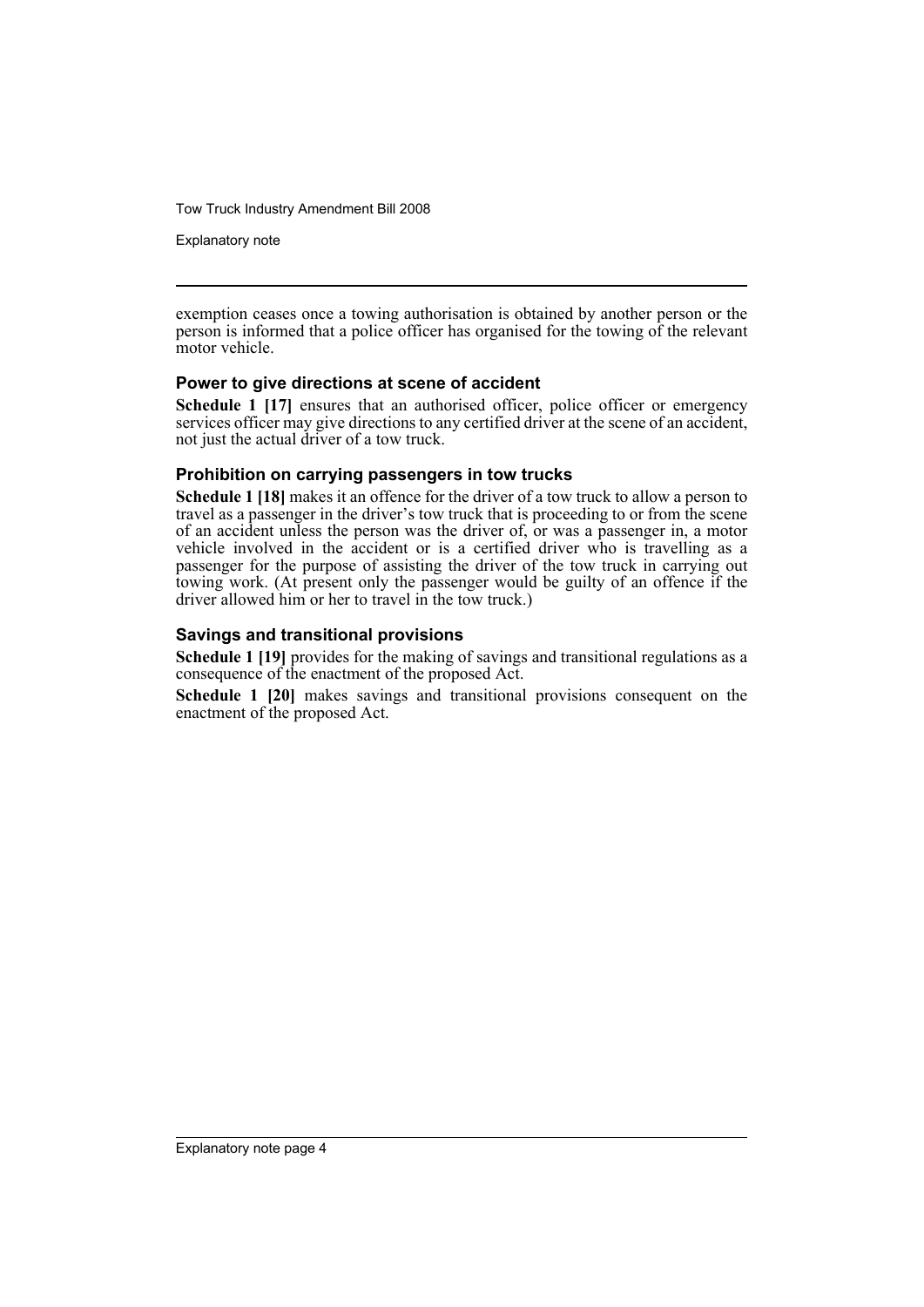exemption ceases once a towing authorisation is obtained by another person or the person is informed that a police officer has organised for the towing of the relevant motor vehicle.

### Power to give directions at scene of accident

**Schedule 1 [17]** ensures that an authorised officer, police officer or emergency services officer may give directions to any certified driver at the scene of an accident, not just the actual driver of a tow truck.

### Prohibition on carrying passengers in tow trucks

**Schedule 1 [18]** makes it an offence for the driver of a tow truck to allow a person to travel as a passenger in the driver's tow truck that is proceeding to or from the scene of an accident unless the person was the driver of, or was a passenger in, a motor vehicle involved in the accident or is a certified driver who is travelling as a passenger for the purpose of assisting the driver of the tow truck in carrying out towing work. (At present only the passenger would be guilty of an offence if the driver allowed him or her to travel in the tow truck.)

### Savings and transitional provisions

**Schedule 1 [19]** provides for the making of savings and transitional regulations as a consequence of the enactment of the proposed Act.

**Schedule 1 [20]** makes savings and transitional provisions consequent on the enactment of the proposed Act.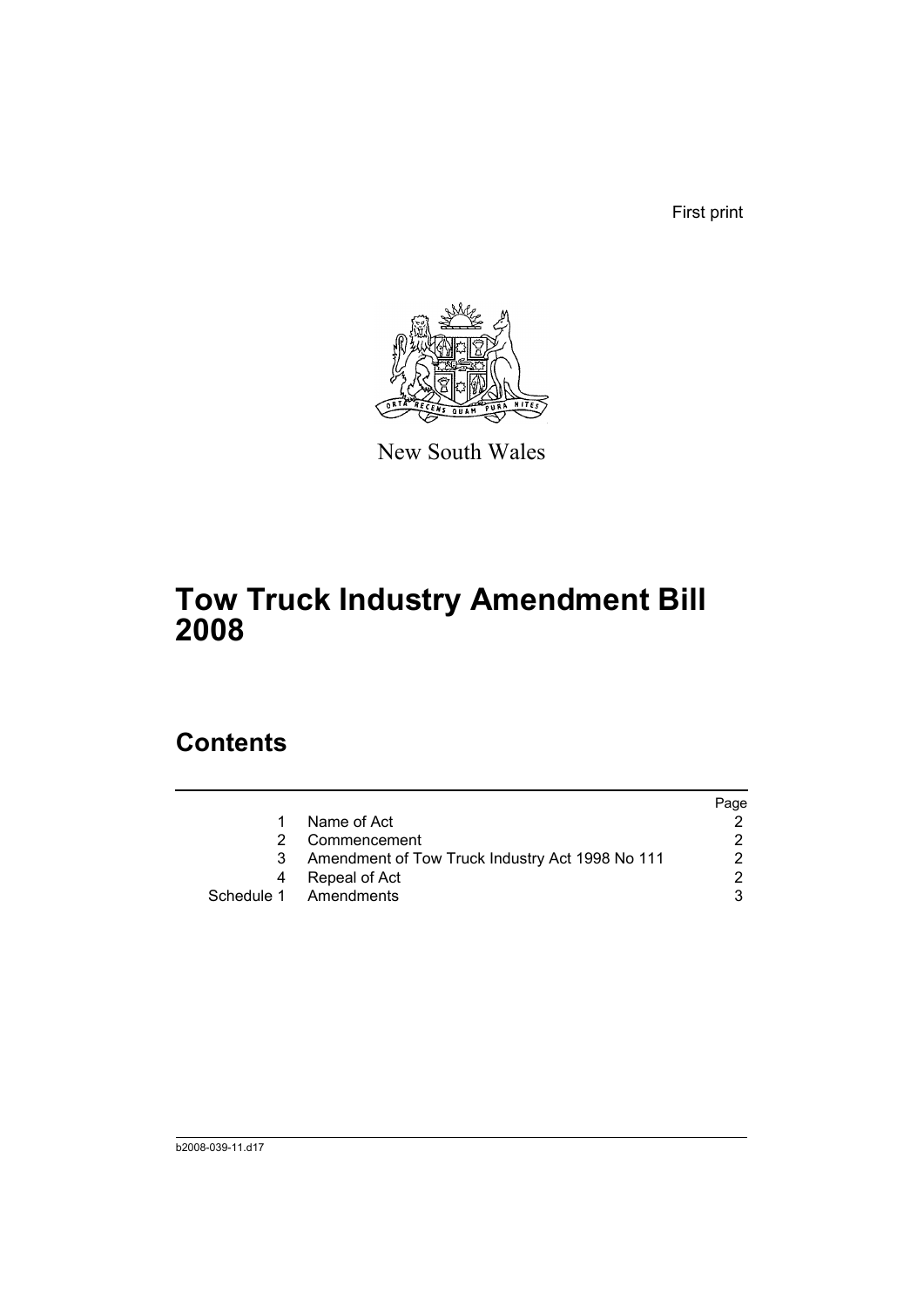First print

New South Wales

# Tow Truck Industry Amendment Bill 2008

## Contents

| | | Page |
|---|---|---|
| 1 | Name of Act | 2 |
| 2 | Commencement | 2 |
| 3 | Amendment of Tow Truck Industry Act 1998 No 111 | 2 |
| 4 | Repeal of Act | 2 |
| Schedule 1 | Amendments | 3 |

b2008-039-11.d17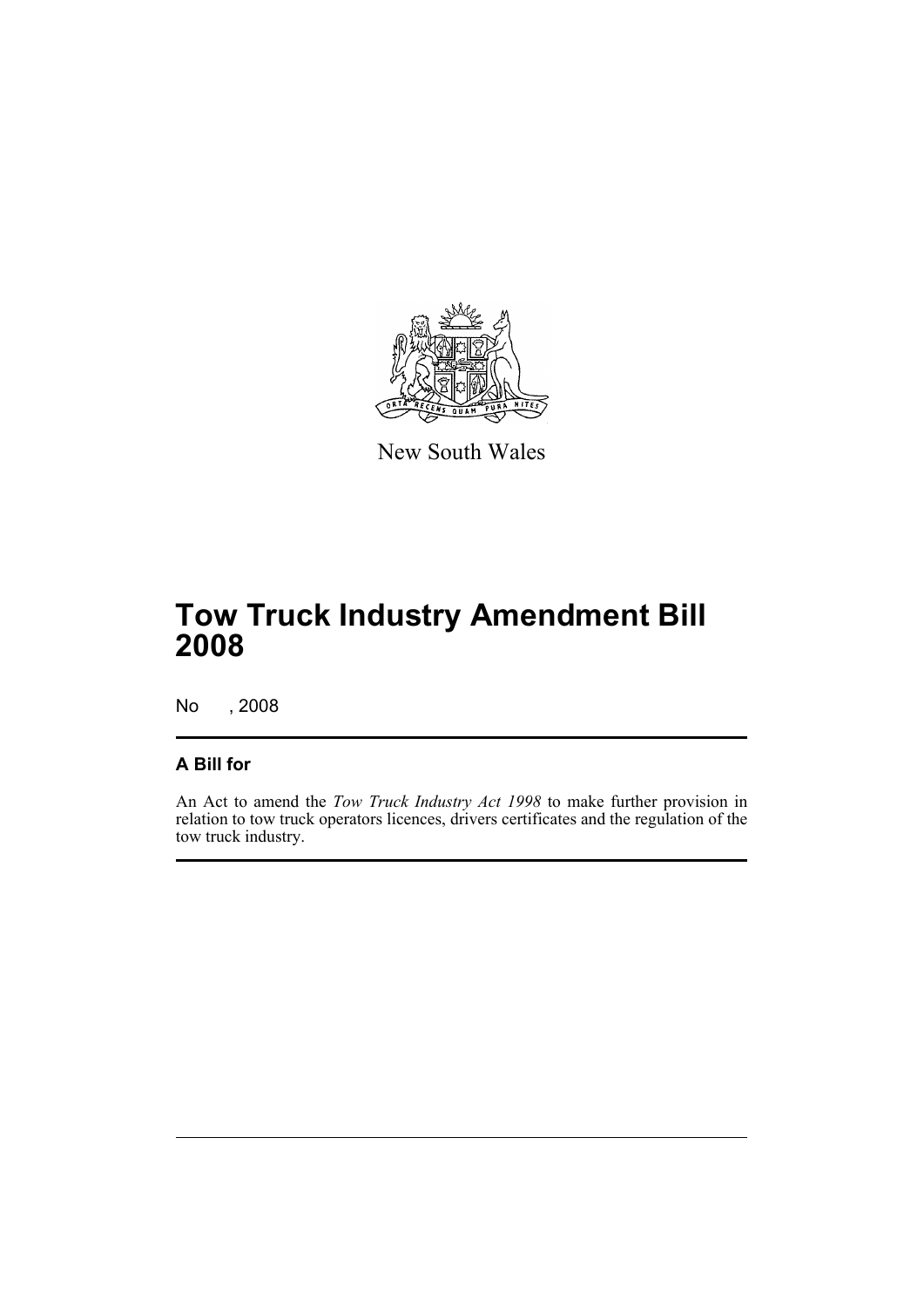New South Wales

# Tow Truck Industry Amendment Bill 2008

No , 2008

## A Bill for

An Act to amend the *Tow Truck Industry Act 1998* to make further provision in relation to tow truck operators licences, drivers certificates and the regulation of the tow truck industry.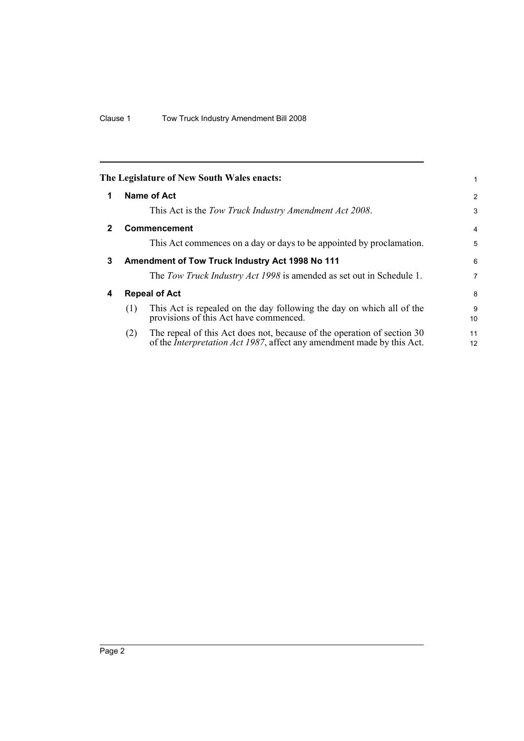**The Legislature of New South Wales enacts:**

## 1 Name of Act

This Act is the *Tow Truck Industry Amendment Act 2008*.

## 2 Commencement

This Act commences on a day or days to be appointed by proclamation.

## 3 Amendment of Tow Truck Industry Act 1998 No 111

The *Tow Truck Industry Act 1998* is amended as set out in Schedule 1.

## 4 Repeal of Act

(1) This Act is repealed on the day following the day on which all of the provisions of this Act have commenced.

(2) The repeal of this Act does not, because of the operation of section 30 of the *Interpretation Act 1987*, affect any amendment made by this Act.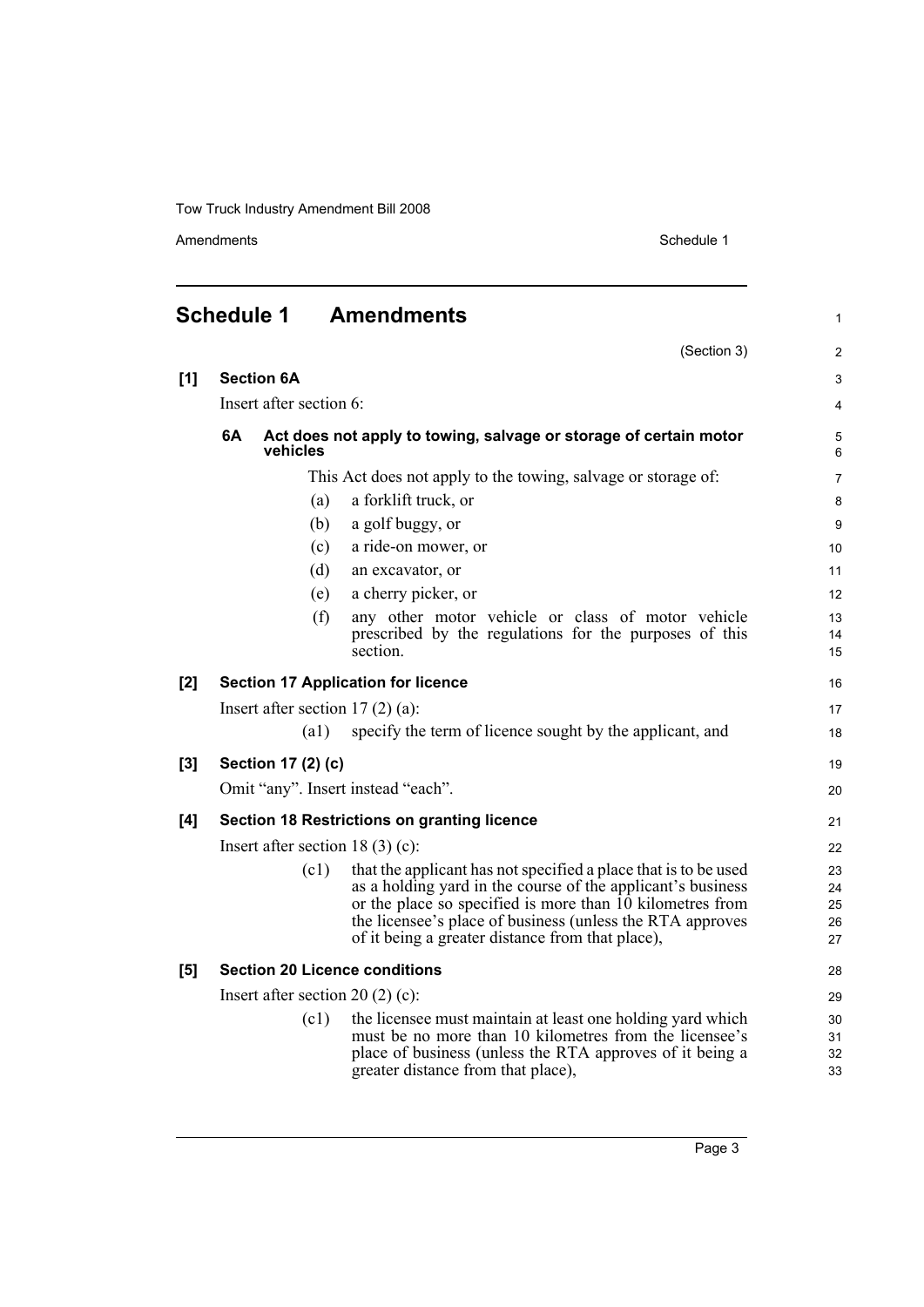## Schedule 1 Amendments

(Section 3)

**[1] Section 6A**

Insert after section 6:

**6A Act does not apply to towing, salvage or storage of certain motor vehicles**

This Act does not apply to the towing, salvage or storage of:

(a) a forklift truck, or

(b) a golf buggy, or

(c) a ride-on mower, or

(d) an excavator, or

(e) a cherry picker, or

(f) any other motor vehicle or class of motor vehicle prescribed by the regulations for the purposes of this section.

**[2] Section 17 Application for licence**

Insert after section 17 (2) (a):

(a1) specify the term of licence sought by the applicant, and

**[3] Section 17 (2) (c)**

Omit "any". Insert instead "each".

**[4] Section 18 Restrictions on granting licence**

Insert after section 18 (3) (c):

(c1) that the applicant has not specified a place that is to be used as a holding yard in the course of the applicant's business or the place so specified is more than 10 kilometres from the licensee's place of business (unless the RTA approves of it being a greater distance from that place),

**[5] Section 20 Licence conditions**

Insert after section 20 (2) (c):

(c1) the licensee must maintain at least one holding yard which must be no more than 10 kilometres from the licensee's place of business (unless the RTA approves of it being a greater distance from that place),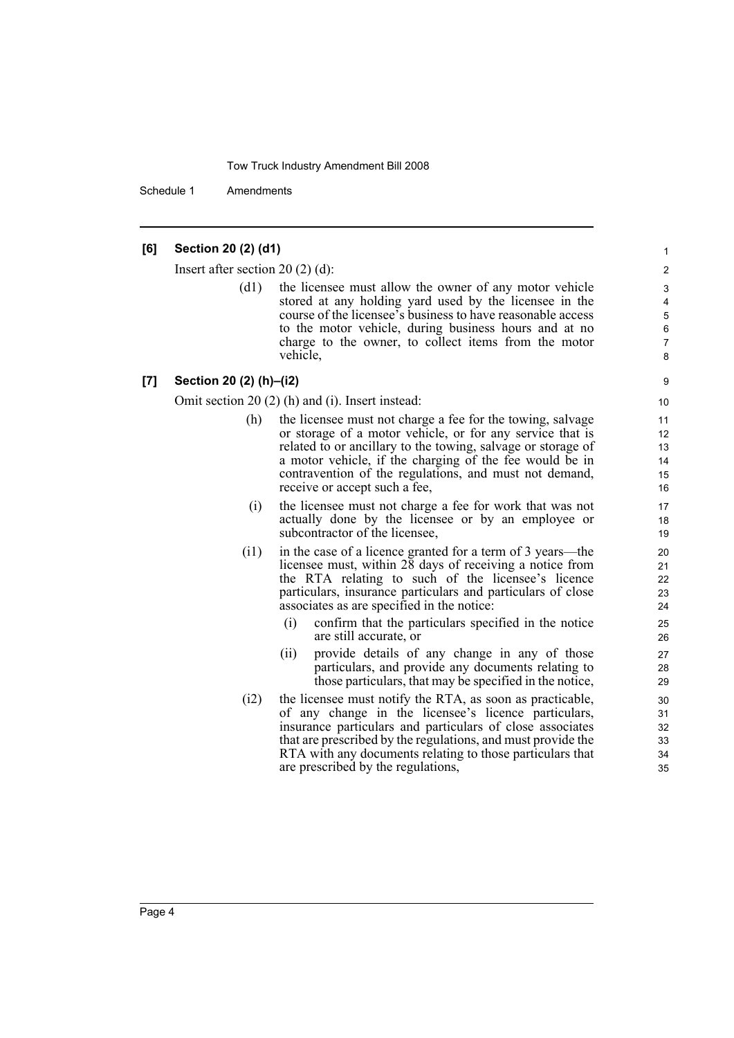### [6] Section 20 (2) (d1)

Insert after section 20 (2) (d):

(d1) the licensee must allow the owner of any motor vehicle stored at any holding yard used by the licensee in the course of the licensee's business to have reasonable access to the motor vehicle, during business hours and at no charge to the owner, to collect items from the motor vehicle,

### [7] Section 20 (2) (h)–(i2)

Omit section 20 (2) (h) and (i). Insert instead:

(h) the licensee must not charge a fee for the towing, salvage or storage of a motor vehicle, or for any service that is related to or ancillary to the towing, salvage or storage of a motor vehicle, if the charging of the fee would be in contravention of the regulations, and must not demand, receive or accept such a fee,

(i) the licensee must not charge a fee for work that was not actually done by the licensee or by an employee or subcontractor of the licensee,

(i1) in the case of a licence granted for a term of 3 years—the licensee must, within 28 days of receiving a notice from the RTA relating to such of the licensee's licence particulars, insurance particulars and particulars of close associates as are specified in the notice:

- (i) confirm that the particulars specified in the notice are still accurate, or
- (ii) provide details of any change in any of those particulars, and provide any documents relating to those particulars, that may be specified in the notice,

(i2) the licensee must notify the RTA, as soon as practicable, of any change in the licensee's licence particulars, insurance particulars and particulars of close associates that are prescribed by the regulations, and must provide the RTA with any documents relating to those particulars that are prescribed by the regulations,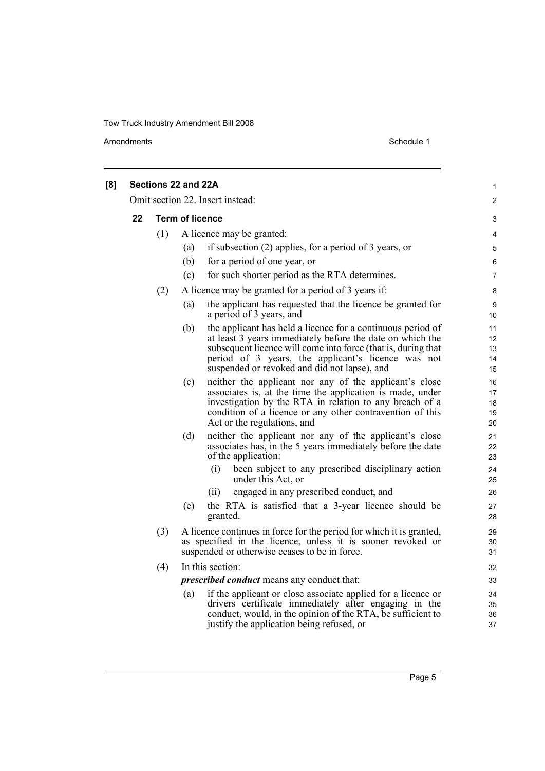**[8] Sections 22 and 22A**

Omit section 22. Insert instead:

**22 Term of licence**

(1) A licence may be granted:

(a) if subsection (2) applies, for a period of 3 years, or

(b) for a period of one year, or

(c) for such shorter period as the RTA determines.

(2) A licence may be granted for a period of 3 years if:

(a) the applicant has requested that the licence be granted for a period of 3 years, and

(b) the applicant has held a licence for a continuous period of at least 3 years immediately before the date on which the subsequent licence will come into force (that is, during that period of 3 years, the applicant's licence was not suspended or revoked and did not lapse), and

(c) neither the applicant nor any of the applicant's close associates is, at the time the application is made, under investigation by the RTA in relation to any breach of a condition of a licence or any other contravention of this Act or the regulations, and

(d) neither the applicant nor any of the applicant's close associates has, in the 5 years immediately before the date of the application:

(i) been subject to any prescribed disciplinary action under this Act, or

(ii) engaged in any prescribed conduct, and

(e) the RTA is satisfied that a 3-year licence should be granted.

(3) A licence continues in force for the period for which it is granted, as specified in the licence, unless it is sooner revoked or suspended or otherwise ceases to be in force.

(4) In this section:

***prescribed conduct*** means any conduct that:

(a) if the applicant or close associate applied for a licence or drivers certificate immediately after engaging in the conduct, would, in the opinion of the RTA, be sufficient to justify the application being refused, or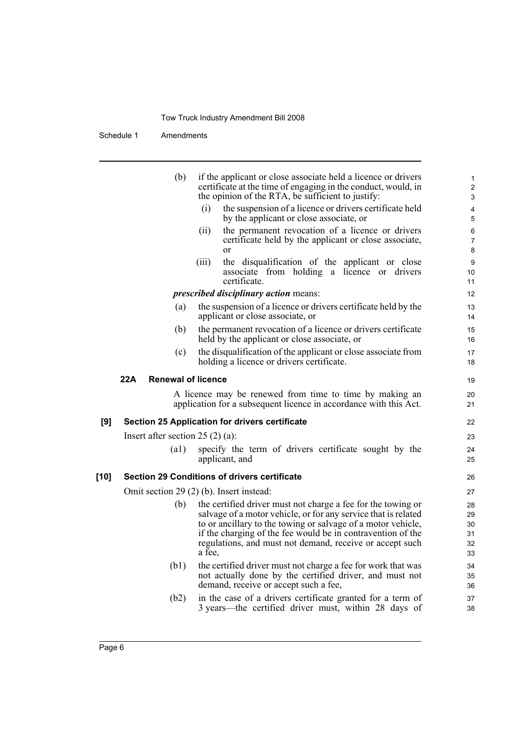(b) if the applicant or close associate held a licence or drivers certificate at the time of engaging in the conduct, would, in the opinion of the RTA, be sufficient to justify:

(i) the suspension of a licence or drivers certificate held by the applicant or close associate, or

(ii) the permanent revocation of a licence or drivers certificate held by the applicant or close associate, or

(iii) the disqualification of the applicant or close associate from holding a licence or drivers certificate.

***prescribed disciplinary action*** means:

(a) the suspension of a licence or drivers certificate held by the applicant or close associate, or

(b) the permanent revocation of a licence or drivers certificate held by the applicant or close associate, or

(c) the disqualification of the applicant or close associate from holding a licence or drivers certificate.

**22A Renewal of licence**

A licence may be renewed from time to time by making an application for a subsequent licence in accordance with this Act.

**[9] Section 25 Application for drivers certificate**

Insert after section 25 (2) (a):

(a1) specify the term of drivers certificate sought by the applicant, and

**[10] Section 29 Conditions of drivers certificate**

Omit section 29 (2) (b). Insert instead:

(b) the certified driver must not charge a fee for the towing or salvage of a motor vehicle, or for any service that is related to or ancillary to the towing or salvage of a motor vehicle, if the charging of the fee would be in contravention of the regulations, and must not demand, receive or accept such a fee,

(b1) the certified driver must not charge a fee for work that was not actually done by the certified driver, and must not demand, receive or accept such a fee,

(b2) in the case of a drivers certificate granted for a term of 3 years—the certified driver must, within 28 days of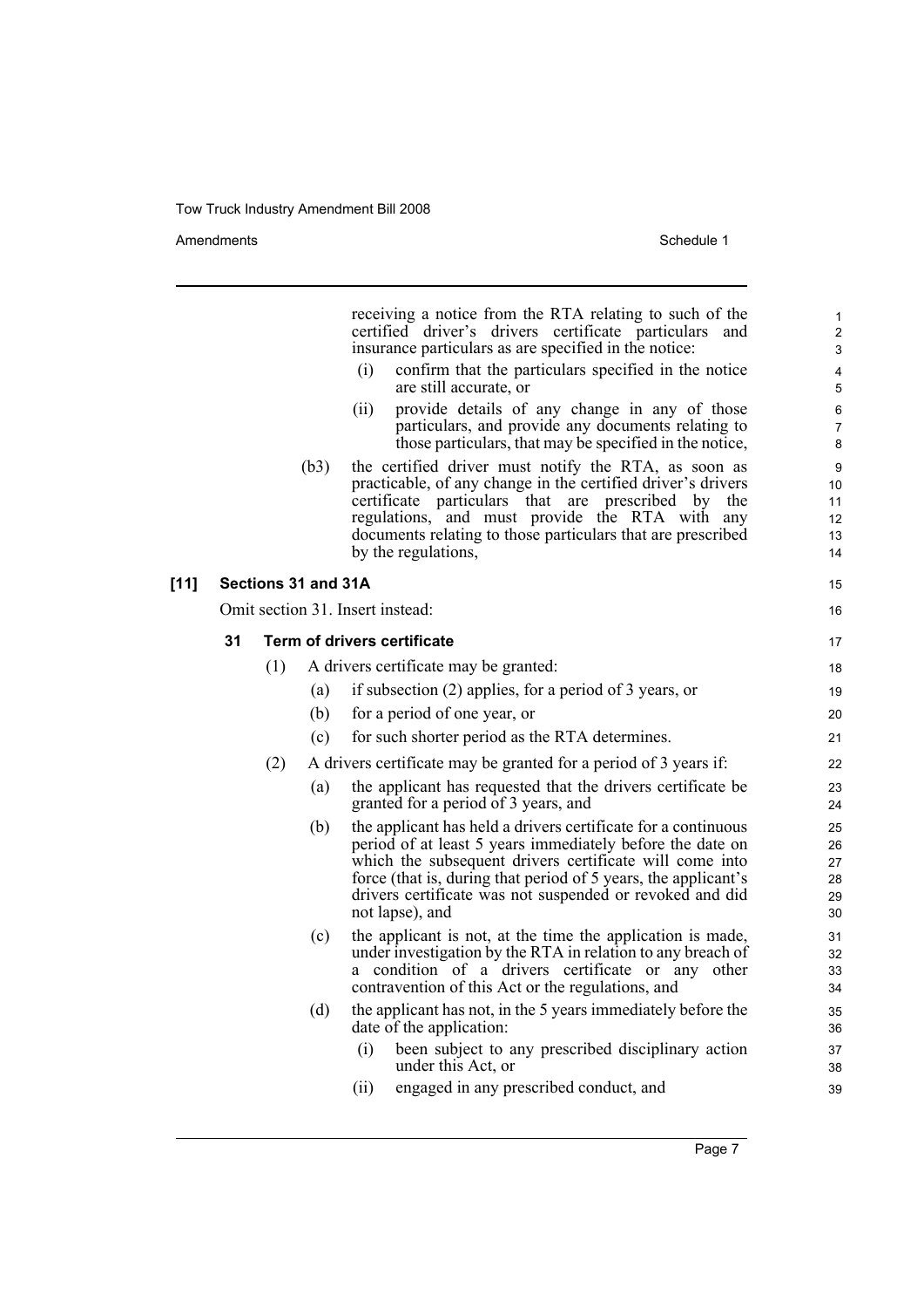receiving a notice from the RTA relating to such of the certified driver's drivers certificate particulars and insurance particulars as are specified in the notice:

(i) confirm that the particulars specified in the notice are still accurate, or

(ii) provide details of any change in any of those particulars, and provide any documents relating to those particulars, that may be specified in the notice,

(b3) the certified driver must notify the RTA, as soon as practicable, of any change in the certified driver's drivers certificate particulars that are prescribed by the regulations, and must provide the RTA with any documents relating to those particulars that are prescribed by the regulations,

**[11] Sections 31 and 31A**

Omit section 31. Insert instead:

**31 Term of drivers certificate**

(1) A drivers certificate may be granted:

(a) if subsection (2) applies, for a period of 3 years, or

(b) for a period of one year, or

(c) for such shorter period as the RTA determines.

(2) A drivers certificate may be granted for a period of 3 years if:

(a) the applicant has requested that the drivers certificate be granted for a period of 3 years, and

(b) the applicant has held a drivers certificate for a continuous period of at least 5 years immediately before the date on which the subsequent drivers certificate will come into force (that is, during that period of 5 years, the applicant's drivers certificate was not suspended or revoked and did not lapse), and

(c) the applicant is not, at the time the application is made, under investigation by the RTA in relation to any breach of a condition of a drivers certificate or any other contravention of this Act or the regulations, and

(d) the applicant has not, in the 5 years immediately before the date of the application:

(i) been subject to any prescribed disciplinary action under this Act, or

(ii) engaged in any prescribed conduct, and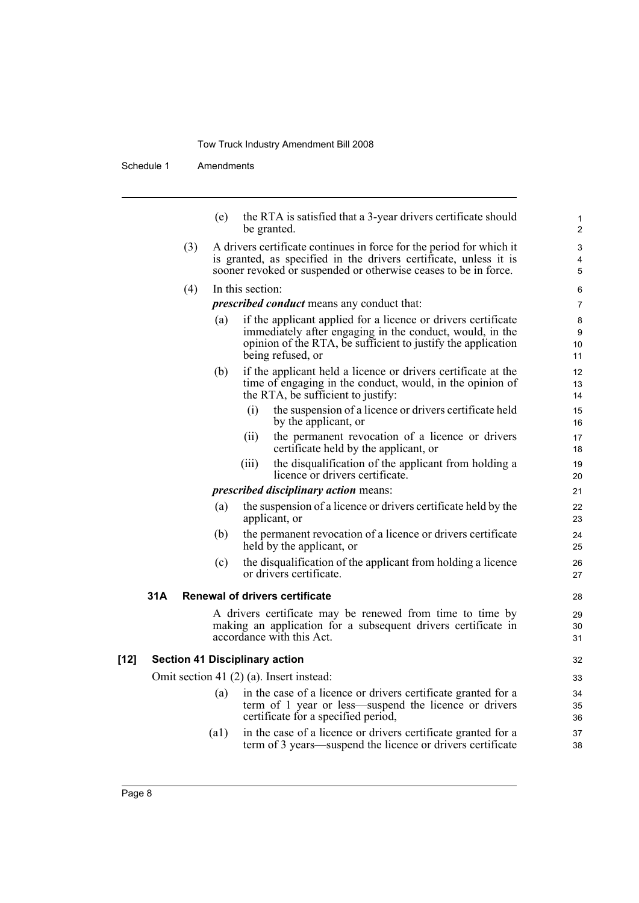(e) the RTA is satisfied that a 3-year drivers certificate should be granted.

(3) A drivers certificate continues in force for the period for which it is granted, as specified in the drivers certificate, unless it is sooner revoked or suspended or otherwise ceases to be in force.

(4) In this section:

***prescribed conduct*** means any conduct that:

(a) if the applicant applied for a licence or drivers certificate immediately after engaging in the conduct, would, in the opinion of the RTA, be sufficient to justify the application being refused, or

(b) if the applicant held a licence or drivers certificate at the time of engaging in the conduct, would, in the opinion of the RTA, be sufficient to justify:

(i) the suspension of a licence or drivers certificate held by the applicant, or

(ii) the permanent revocation of a licence or drivers certificate held by the applicant, or

(iii) the disqualification of the applicant from holding a licence or drivers certificate.

***prescribed disciplinary action*** means:

(a) the suspension of a licence or drivers certificate held by the applicant, or

(b) the permanent revocation of a licence or drivers certificate held by the applicant, or

(c) the disqualification of the applicant from holding a licence or drivers certificate.

**31A Renewal of drivers certificate**

A drivers certificate may be renewed from time to time by making an application for a subsequent drivers certificate in accordance with this Act.

**[12] Section 41 Disciplinary action**

Omit section 41 (2) (a). Insert instead:

(a) in the case of a licence or drivers certificate granted for a term of 1 year or less—suspend the licence or drivers certificate for a specified period,

(a1) in the case of a licence or drivers certificate granted for a term of 3 years—suspend the licence or drivers certificate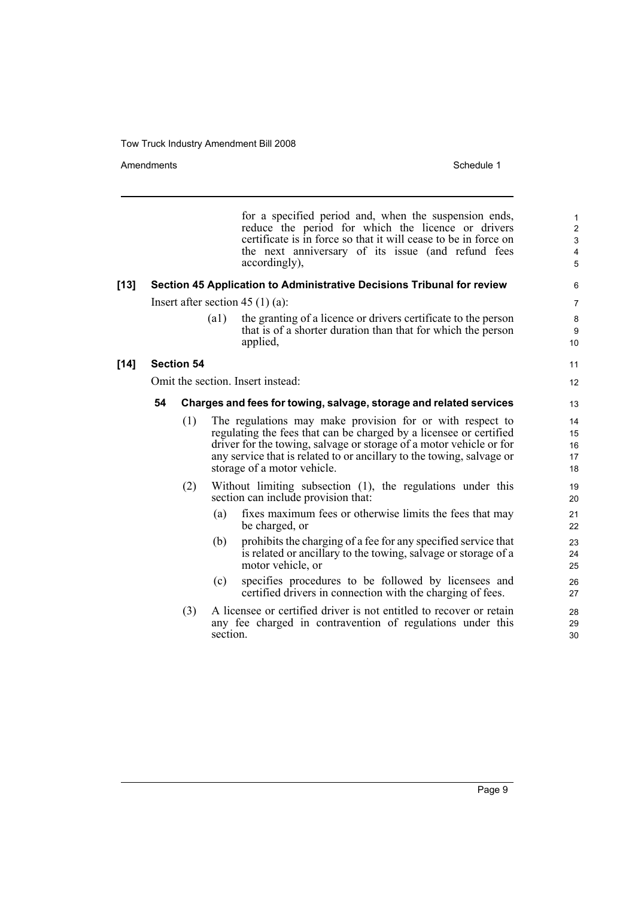for a specified period and, when the suspension ends, reduce the period for which the licence or drivers certificate is in force so that it will cease to be in force on the next anniversary of its issue (and refund fees accordingly),

**[13] Section 45 Application to Administrative Decisions Tribunal for review**

Insert after section 45 (1) (a):

(a1) the granting of a licence or drivers certificate to the person that is of a shorter duration than that for which the person applied,

**[14] Section 54**

Omit the section. Insert instead:

**54 Charges and fees for towing, salvage, storage and related services**

(1) The regulations may make provision for or with respect to regulating the fees that can be charged by a licensee or certified driver for the towing, salvage or storage of a motor vehicle or for any service that is related to or ancillary to the towing, salvage or storage of a motor vehicle.

(2) Without limiting subsection (1), the regulations under this section can include provision that:

(a) fixes maximum fees or otherwise limits the fees that may be charged, or

(b) prohibits the charging of a fee for any specified service that is related or ancillary to the towing, salvage or storage of a motor vehicle, or

(c) specifies procedures to be followed by licensees and certified drivers in connection with the charging of fees.

(3) A licensee or certified driver is not entitled to recover or retain any fee charged in contravention of regulations under this section.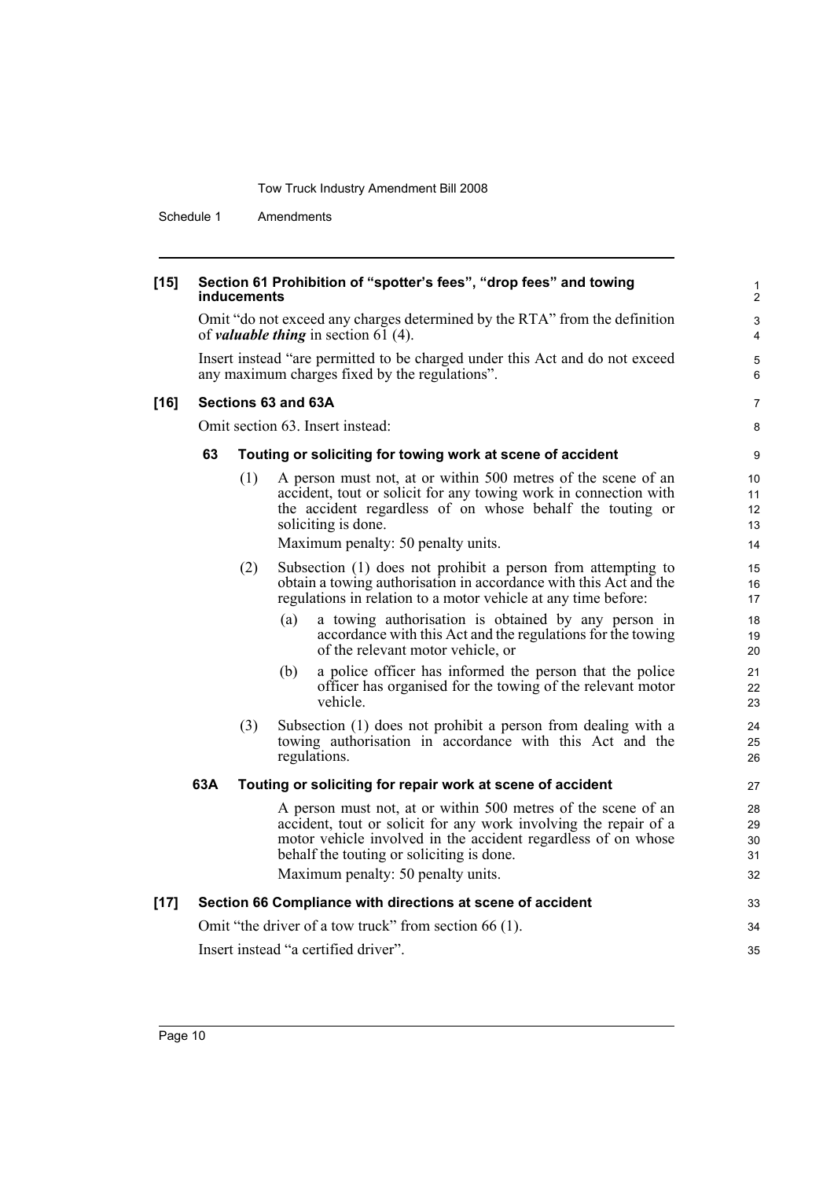**[15] Section 61 Prohibition of "spotter's fees", "drop fees" and towing inducements**

Omit "do not exceed any charges determined by the RTA" from the definition of ***valuable thing*** in section 61 (4).

Insert instead "are permitted to be charged under this Act and do not exceed any maximum charges fixed by the regulations".

**[16] Sections 63 and 63A**

Omit section 63. Insert instead:

**63 Touting or soliciting for towing work at scene of accident**

(1) A person must not, at or within 500 metres of the scene of an accident, tout or solicit for any towing work in connection with the accident regardless of on whose behalf the touting or soliciting is done.

Maximum penalty: 50 penalty units.

(2) Subsection (1) does not prohibit a person from attempting to obtain a towing authorisation in accordance with this Act and the regulations in relation to a motor vehicle at any time before:

(a) a towing authorisation is obtained by any person in accordance with this Act and the regulations for the towing of the relevant motor vehicle, or

(b) a police officer has informed the person that the police officer has organised for the towing of the relevant motor vehicle.

(3) Subsection (1) does not prohibit a person from dealing with a towing authorisation in accordance with this Act and the regulations.

**63A Touting or soliciting for repair work at scene of accident**

A person must not, at or within 500 metres of the scene of an accident, tout or solicit for any work involving the repair of a motor vehicle involved in the accident regardless of on whose behalf the touting or soliciting is done.

Maximum penalty: 50 penalty units.

**[17] Section 66 Compliance with directions at scene of accident**

Omit "the driver of a tow truck" from section 66 (1).

Insert instead "a certified driver".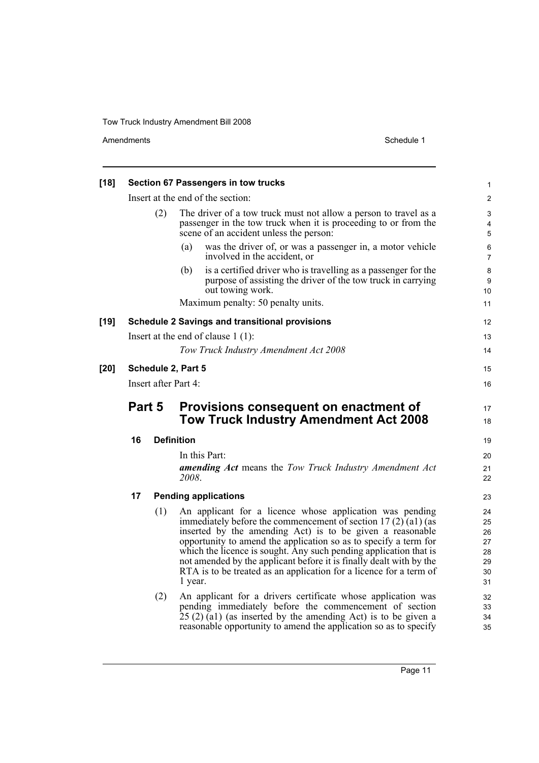**[18] Section 67 Passengers in tow trucks**

Insert at the end of the section:

(2) The driver of a tow truck must not allow a person to travel as a passenger in the tow truck when it is proceeding to or from the scene of an accident unless the person:

(a) was the driver of, or was a passenger in, a motor vehicle involved in the accident, or

(b) is a certified driver who is travelling as a passenger for the purpose of assisting the driver of the tow truck in carrying out towing work.

Maximum penalty: 50 penalty units.

**[19] Schedule 2 Savings and transitional provisions**

Insert at the end of clause 1 (1):

*Tow Truck Industry Amendment Act 2008*

**[20] Schedule 2, Part 5**

Insert after Part 4:

## Part 5 Provisions consequent on enactment of Tow Truck Industry Amendment Act 2008

### 16 Definition

In this Part:

***amending Act*** means the *Tow Truck Industry Amendment Act 2008*.

### 17 Pending applications

(1) An applicant for a licence whose application was pending immediately before the commencement of section 17 (2) (a1) (as inserted by the amending Act) is to be given a reasonable opportunity to amend the application so as to specify a term for which the licence is sought. Any such pending application that is not amended by the applicant before it is finally dealt with by the RTA is to be treated as an application for a licence for a term of 1 year.

(2) An applicant for a drivers certificate whose application was pending immediately before the commencement of section 25 (2) (a1) (as inserted by the amending Act) is to be given a reasonable opportunity to amend the application so as to specify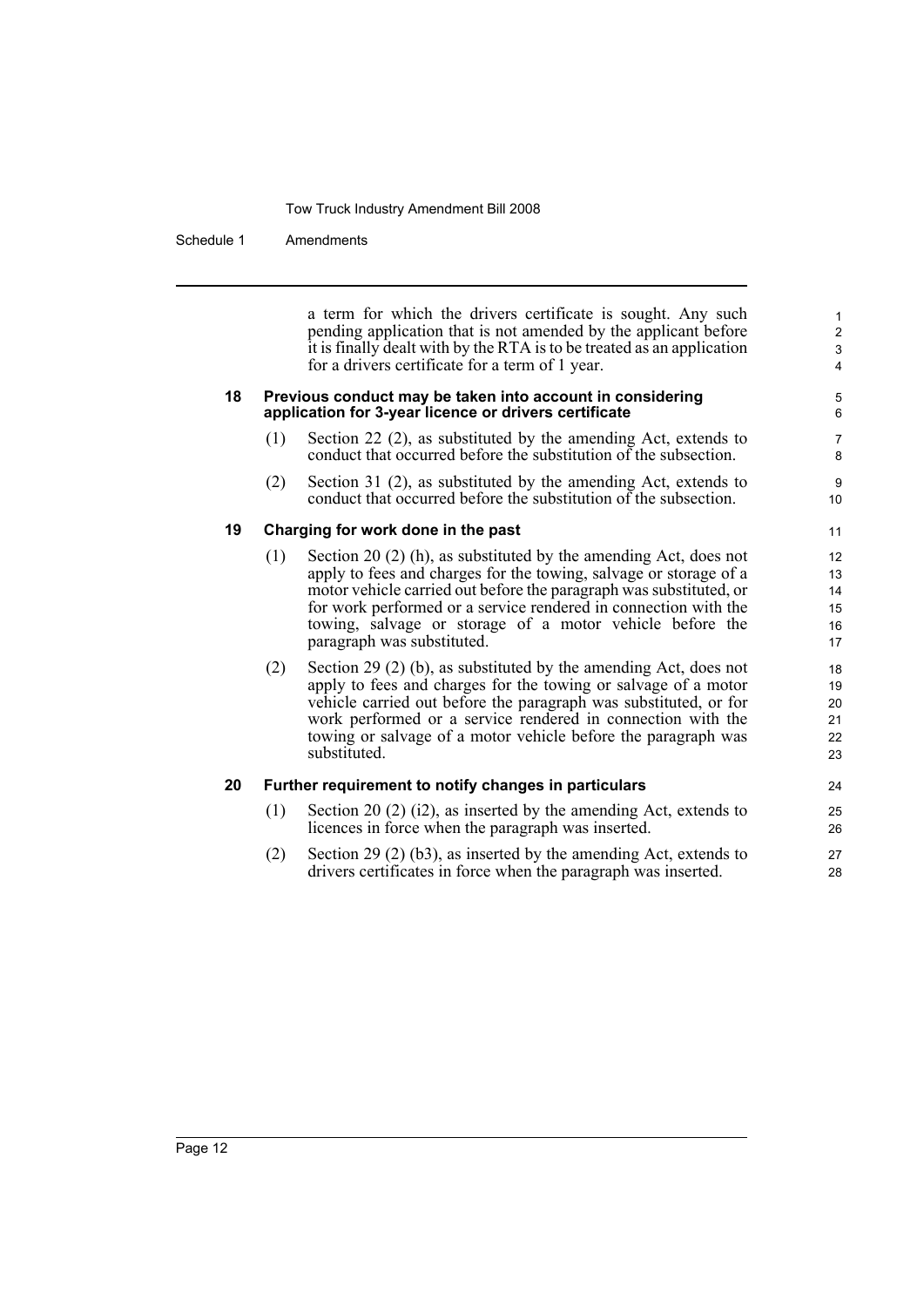a term for which the drivers certificate is sought. Any such pending application that is not amended by the applicant before it is finally dealt with by the RTA is to be treated as an application for a drivers certificate for a term of 1 year.

**18 Previous conduct may be taken into account in considering application for 3-year licence or drivers certificate**

(1) Section 22 (2), as substituted by the amending Act, extends to conduct that occurred before the substitution of the subsection.

(2) Section 31 (2), as substituted by the amending Act, extends to conduct that occurred before the substitution of the subsection.

**19 Charging for work done in the past**

(1) Section 20 (2) (h), as substituted by the amending Act, does not apply to fees and charges for the towing, salvage or storage of a motor vehicle carried out before the paragraph was substituted, or for work performed or a service rendered in connection with the towing, salvage or storage of a motor vehicle before the paragraph was substituted.

(2) Section 29 (2) (b), as substituted by the amending Act, does not apply to fees and charges for the towing or salvage of a motor vehicle carried out before the paragraph was substituted, or for work performed or a service rendered in connection with the towing or salvage of a motor vehicle before the paragraph was substituted.

**20 Further requirement to notify changes in particulars**

(1) Section 20 (2) (i2), as inserted by the amending Act, extends to licences in force when the paragraph was inserted.

(2) Section 29 (2) (b3), as inserted by the amending Act, extends to drivers certificates in force when the paragraph was inserted.